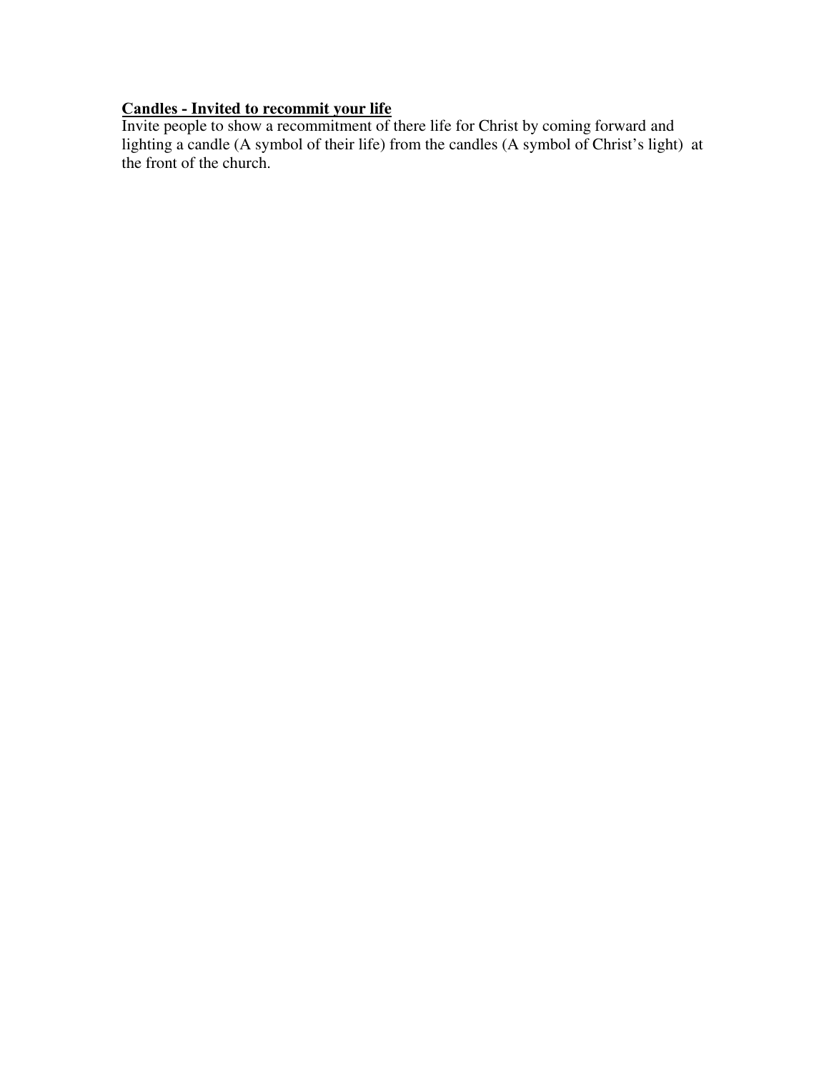**<u>Candles - Invited to recommit your life</u>**

Invite people to show a recommitment of there life for Christ by coming forward and lighting a candle (A symbol of their life) from the candles (A symbol of Christ's light) at the front of the church.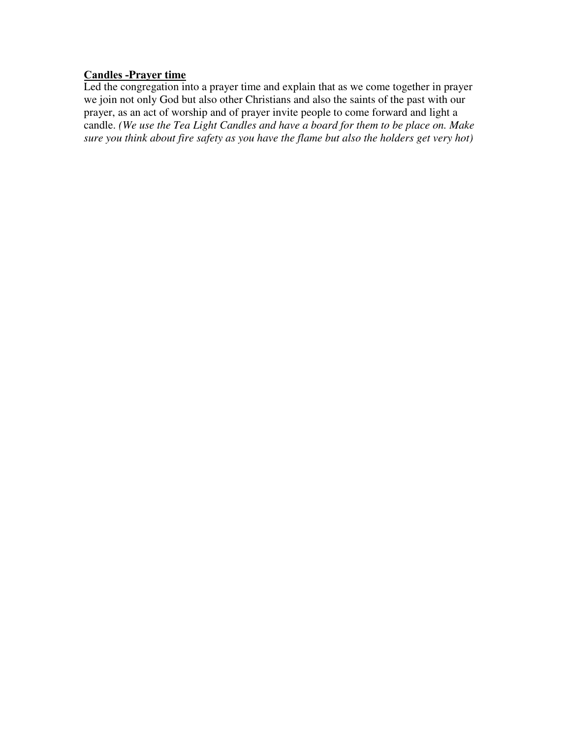**<u>Candles -Prayer time</u>**

Led the congregation into a prayer time and explain that as we come together in prayer we join not only God but also other Christians and also the saints of the past with our prayer, as an act of worship and of prayer invite people to come forward and light a candle. *(We use the Tea Light Candles and have a board for them to be place on. Make sure you think about fire safety as you have the flame but also the holders get very hot)*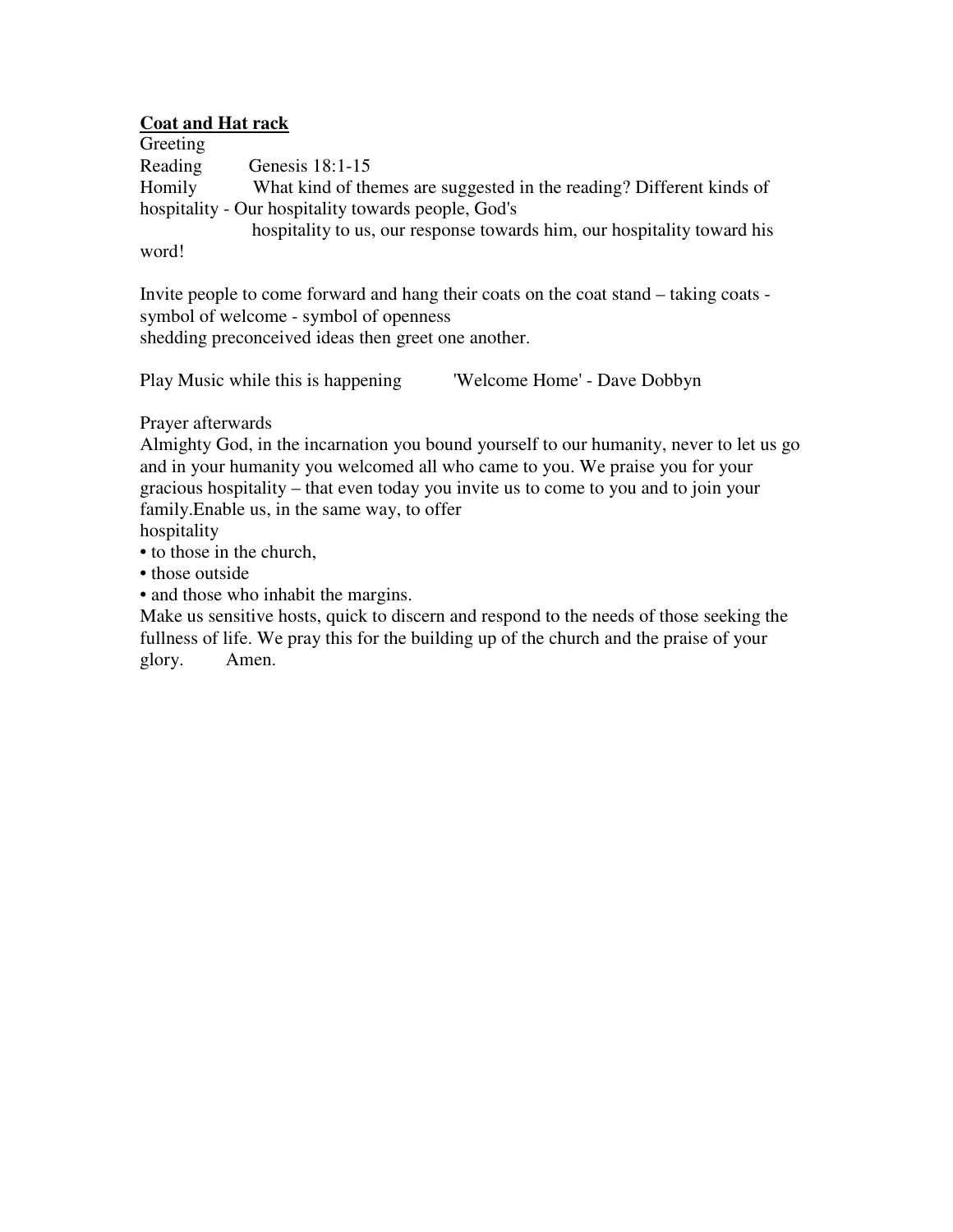**<u>Coat and Hat rack</u>**

Greeting

Reading Genesis 18:1-15

Homily What kind of themes are suggested in the reading? Different kinds of hospitality - Our hospitality towards people, God's hospitality to us, our response towards him, our hospitality toward his word!

Invite people to come forward and hang their coats on the coat stand – taking coats - symbol of welcome - symbol of openness
shedding preconceived ideas then greet one another.

Play Music while this is happening 'Welcome Home' - Dave Dobbyn

Prayer afterwards

Almighty God, in the incarnation you bound yourself to our humanity, never to let us go and in your humanity you welcomed all who came to you. We praise you for your gracious hospitality – that even today you invite us to come to you and to join your family.Enable us, in the same way, to offer
hospitality

- to those in the church,
- those outside
- and those who inhabit the margins.

Make us sensitive hosts, quick to discern and respond to the needs of those seeking the fullness of life. We pray this for the building up of the church and the praise of your glory. Amen.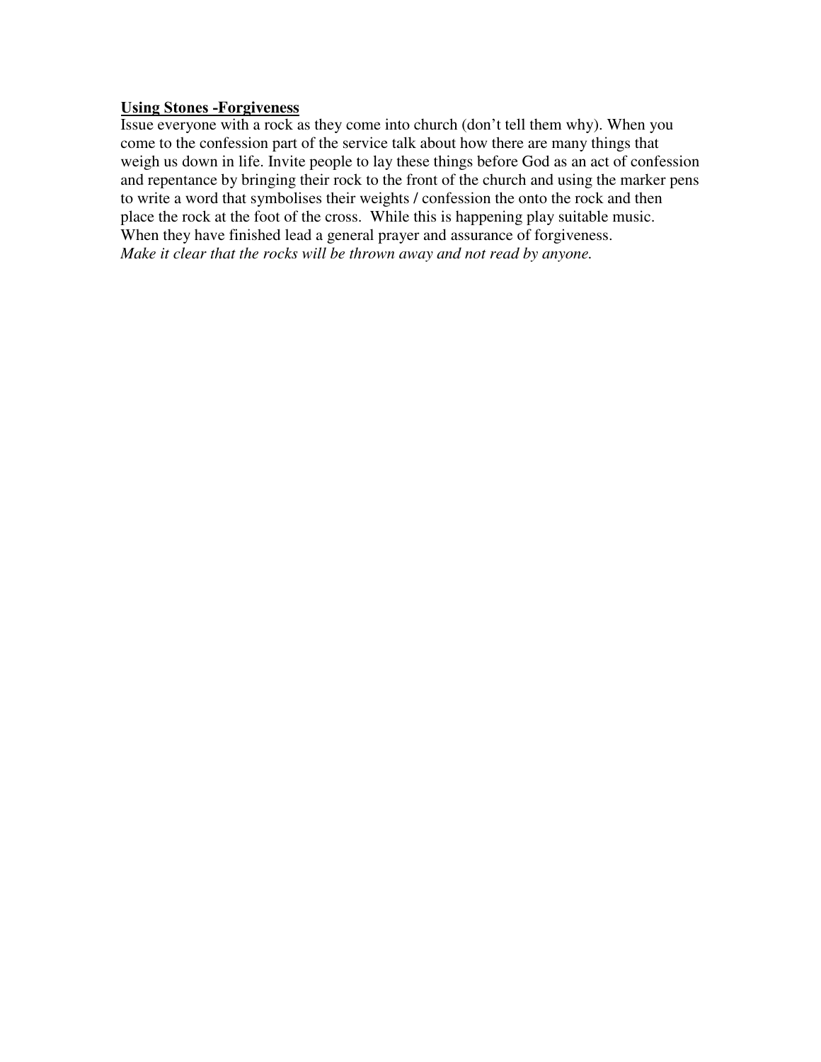**Using Stones -Forgiveness**

Issue everyone with a rock as they come into church (don't tell them why). When you come to the confession part of the service talk about how there are many things that weigh us down in life. Invite people to lay these things before God as an act of confession and repentance by bringing their rock to the front of the church and using the marker pens to write a word that symbolises their weights / confession the onto the rock and then place the rock at the foot of the cross. While this is happening play suitable music. When they have finished lead a general prayer and assurance of forgiveness.
*Make it clear that the rocks will be thrown away and not read by anyone.*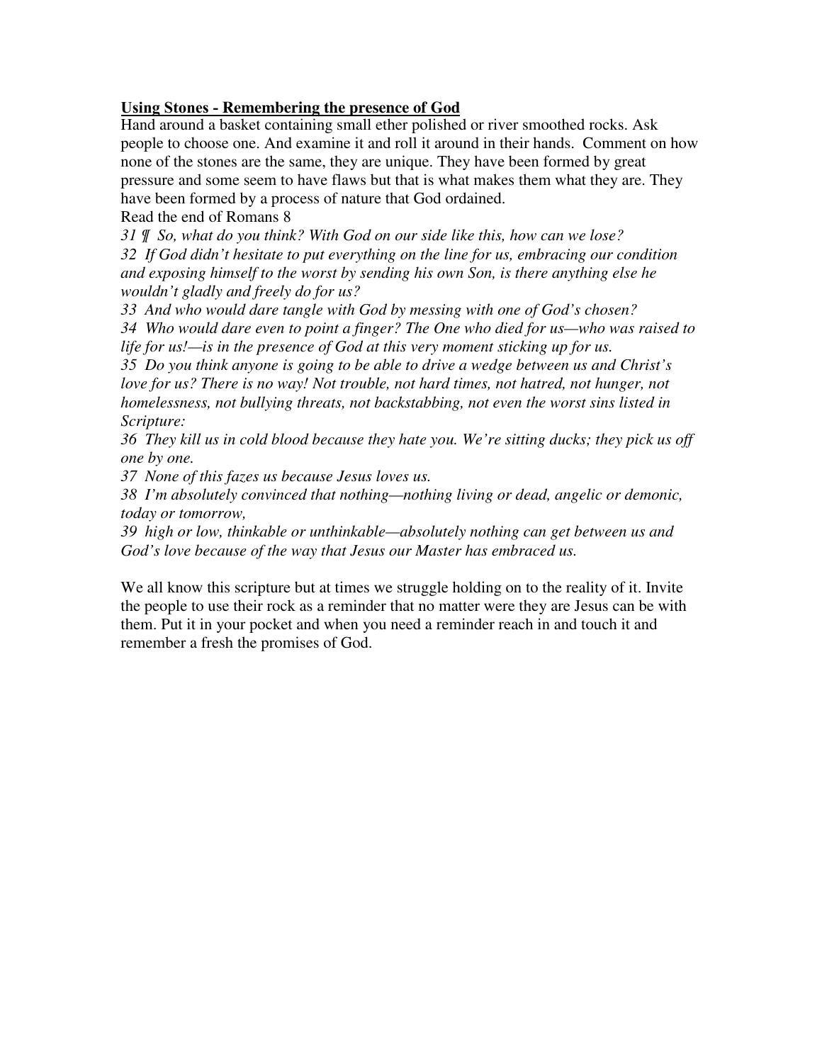**<u>Using Stones - Remembering the presence of God</u>**

Hand around a basket containing small ether polished or river smoothed rocks. Ask people to choose one. And examine it and roll it around in their hands. Comment on how none of the stones are the same, they are unique. They have been formed by great pressure and some seem to have flaws but that is what makes them what they are. They have been formed by a process of nature that God ordained.

Read the end of Romans 8

*31 ¶ So, what do you think? With God on our side like this, how can we lose?*
*32 If God didn't hesitate to put everything on the line for us, embracing our condition and exposing himself to the worst by sending his own Son, is there anything else he wouldn't gladly and freely do for us?*
*33 And who would dare tangle with God by messing with one of God's chosen?*
*34 Who would dare even to point a finger? The One who died for us—who was raised to life for us!—is in the presence of God at this very moment sticking up for us.*
*35 Do you think anyone is going to be able to drive a wedge between us and Christ's love for us? There is no way! Not trouble, not hard times, not hatred, not hunger, not homelessness, not bullying threats, not backstabbing, not even the worst sins listed in Scripture:*
*36 They kill us in cold blood because they hate you. We're sitting ducks; they pick us off one by one.*
*37 None of this fazes us because Jesus loves us.*
*38 I'm absolutely convinced that nothing—nothing living or dead, angelic or demonic, today or tomorrow,*
*39 high or low, thinkable or unthinkable—absolutely nothing can get between us and God's love because of the way that Jesus our Master has embraced us.*

We all know this scripture but at times we struggle holding on to the reality of it. Invite the people to use their rock as a reminder that no matter were they are Jesus can be with them. Put it in your pocket and when you need a reminder reach in and touch it and remember a fresh the promises of God.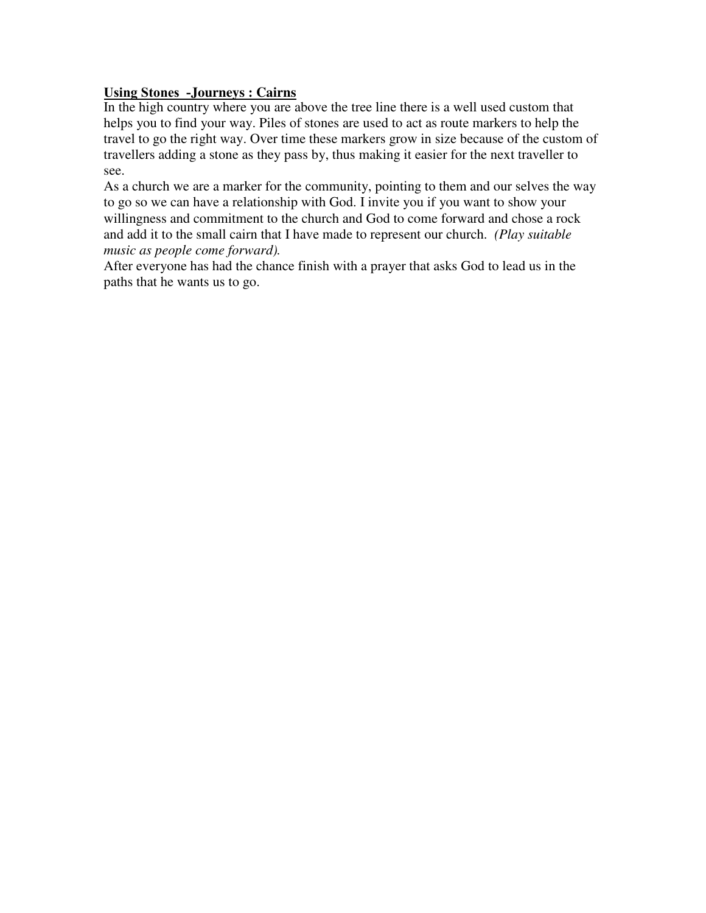**<u>Using Stones -Journeys : Cairns</u>**

In the high country where you are above the tree line there is a well used custom that helps you to find your way. Piles of stones are used to act as route markers to help the travel to go the right way. Over time these markers grow in size because of the custom of travellers adding a stone as they pass by, thus making it easier for the next traveller to see.

As a church we are a marker for the community, pointing to them and our selves the way to go so we can have a relationship with God. I invite you if you want to show your willingness and commitment to the church and God to come forward and chose a rock and add it to the small cairn that I have made to represent our church. *(Play suitable music as people come forward).*

After everyone has had the chance finish with a prayer that asks God to lead us in the paths that he wants us to go.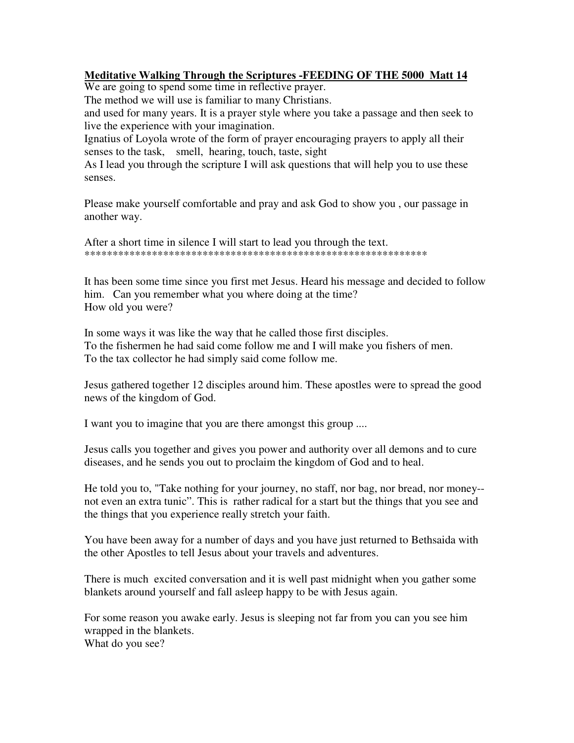**Meditative Walking Through the Scriptures -FEEDING OF THE 5000 Matt 14**

We are going to spend some time in reflective prayer.

The method we will use is familiar to many Christians.

and used for many years. It is a prayer style where you take a passage and then seek to live the experience with your imagination.

Ignatius of Loyola wrote of the form of prayer encouraging prayers to apply all their senses to the task, smell, hearing, touch, taste, sight

As I lead you through the scripture I will ask questions that will help you to use these senses.

Please make yourself comfortable and pray and ask God to show you , our passage in another way.

After a short time in silence I will start to lead you through the text.

***************************************************************

It has been some time since you first met Jesus. Heard his message and decided to follow him. Can you remember what you where doing at the time?
How old you were?

In some ways it was like the way that he called those first disciples.
To the fishermen he had said come follow me and I will make you fishers of men.
To the tax collector he had simply said come follow me.

Jesus gathered together 12 disciples around him. These apostles were to spread the good news of the kingdom of God.

I want you to imagine that you are there amongst this group ....

Jesus calls you together and gives you power and authority over all demons and to cure diseases, and he sends you out to proclaim the kingdom of God and to heal.

He told you to, "Take nothing for your journey, no staff, nor bag, nor bread, nor money--not even an extra tunic". This is rather radical for a start but the things that you see and the things that you experience really stretch your faith.

You have been away for a number of days and you have just returned to Bethsaida with the other Apostles to tell Jesus about your travels and adventures.

There is much excited conversation and it is well past midnight when you gather some blankets around yourself and fall asleep happy to be with Jesus again.

For some reason you awake early. Jesus is sleeping not far from you can you see him wrapped in the blankets.
What do you see?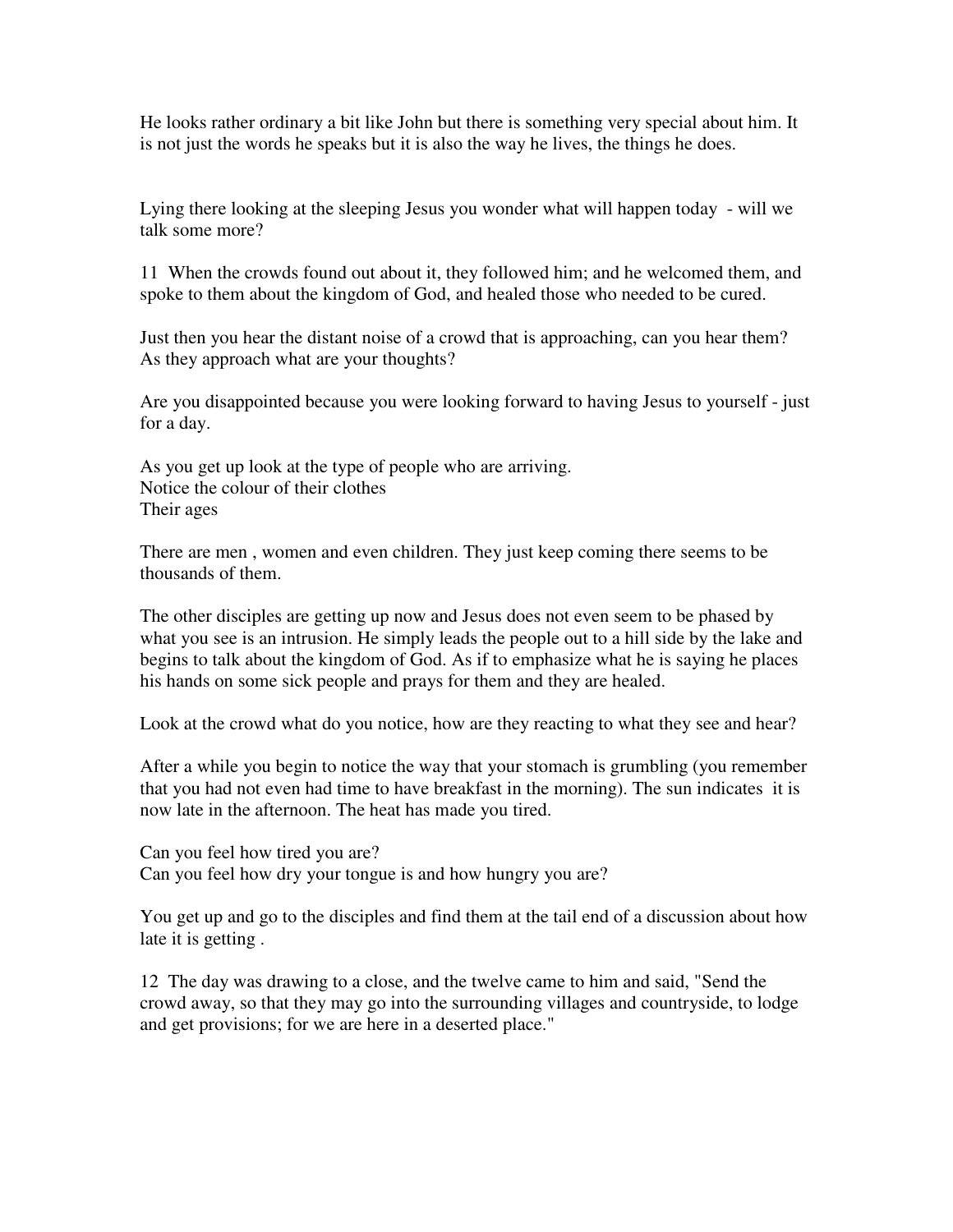He looks rather ordinary a bit like John but there is something very special about him. It is not just the words he speaks but it is also the way he lives, the things he does.

Lying there looking at the sleeping Jesus you wonder what will happen today - will we talk some more?

11 When the crowds found out about it, they followed him; and he welcomed them, and spoke to them about the kingdom of God, and healed those who needed to be cured.

Just then you hear the distant noise of a crowd that is approaching, can you hear them? As they approach what are your thoughts?

Are you disappointed because you were looking forward to having Jesus to yourself - just for a day.

As you get up look at the type of people who are arriving.
Notice the colour of their clothes
Their ages

There are men , women and even children. They just keep coming there seems to be thousands of them.

The other disciples are getting up now and Jesus does not even seem to be phased by what you see is an intrusion. He simply leads the people out to a hill side by the lake and begins to talk about the kingdom of God. As if to emphasize what he is saying he places his hands on some sick people and prays for them and they are healed.

Look at the crowd what do you notice, how are they reacting to what they see and hear?

After a while you begin to notice the way that your stomach is grumbling (you remember that you had not even had time to have breakfast in the morning). The sun indicates it is now late in the afternoon. The heat has made you tired.

Can you feel how tired you are?
Can you feel how dry your tongue is and how hungry you are?

You get up and go to the disciples and find them at the tail end of a discussion about how late it is getting .

12 The day was drawing to a close, and the twelve came to him and said, "Send the crowd away, so that they may go into the surrounding villages and countryside, to lodge and get provisions; for we are here in a deserted place."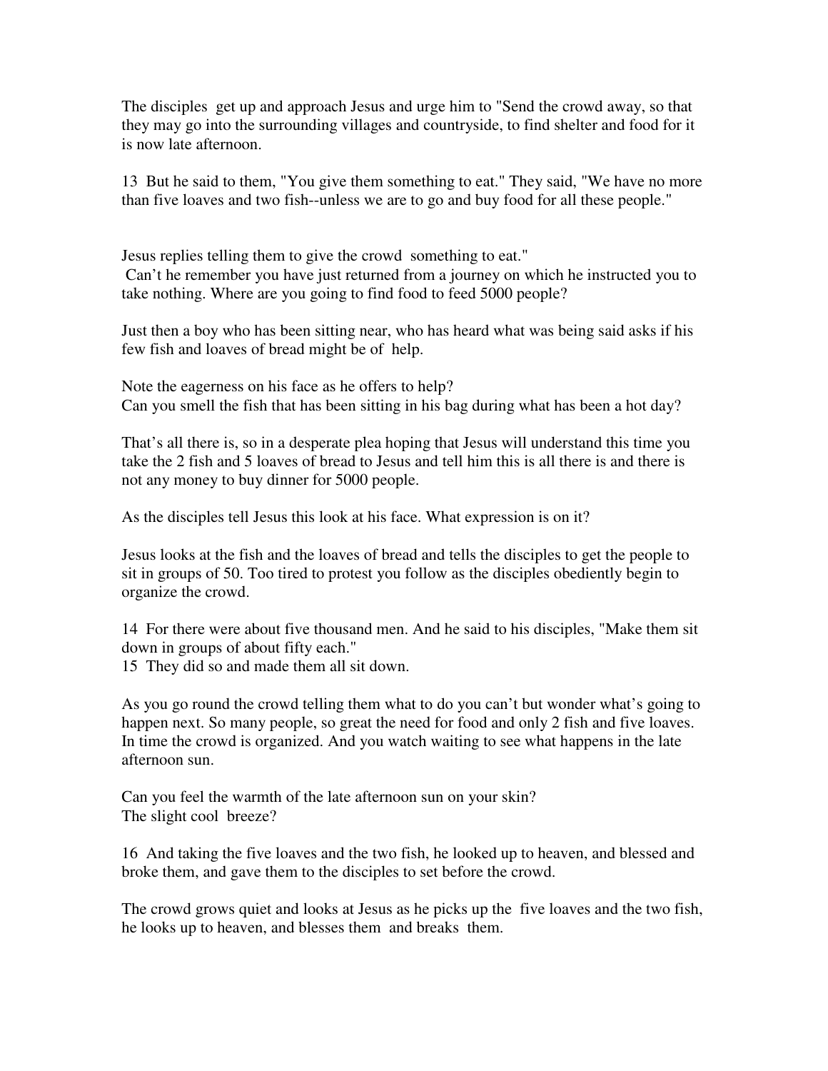The disciples get up and approach Jesus and urge him to "Send the crowd away, so that they may go into the surrounding villages and countryside, to find shelter and food for it is now late afternoon.

13 But he said to them, "You give them something to eat." They said, "We have no more than five loaves and two fish--unless we are to go and buy food for all these people."

Jesus replies telling them to give the crowd something to eat."
Can't he remember you have just returned from a journey on which he instructed you to take nothing. Where are you going to find food to feed 5000 people?

Just then a boy who has been sitting near, who has heard what was being said asks if his few fish and loaves of bread might be of help.

Note the eagerness on his face as he offers to help?
Can you smell the fish that has been sitting in his bag during what has been a hot day?

That's all there is, so in a desperate plea hoping that Jesus will understand this time you take the 2 fish and 5 loaves of bread to Jesus and tell him this is all there is and there is not any money to buy dinner for 5000 people.

As the disciples tell Jesus this look at his face. What expression is on it?

Jesus looks at the fish and the loaves of bread and tells the disciples to get the people to sit in groups of 50. Too tired to protest you follow as the disciples obediently begin to organize the crowd.

14 For there were about five thousand men. And he said to his disciples, "Make them sit down in groups of about fifty each."
15 They did so and made them all sit down.

As you go round the crowd telling them what to do you can't but wonder what's going to happen next. So many people, so great the need for food and only 2 fish and five loaves. In time the crowd is organized. And you watch waiting to see what happens in the late afternoon sun.

Can you feel the warmth of the late afternoon sun on your skin?
The slight cool breeze?

16 And taking the five loaves and the two fish, he looked up to heaven, and blessed and broke them, and gave them to the disciples to set before the crowd.

The crowd grows quiet and looks at Jesus as he picks up the five loaves and the two fish, he looks up to heaven, and blesses them and breaks them.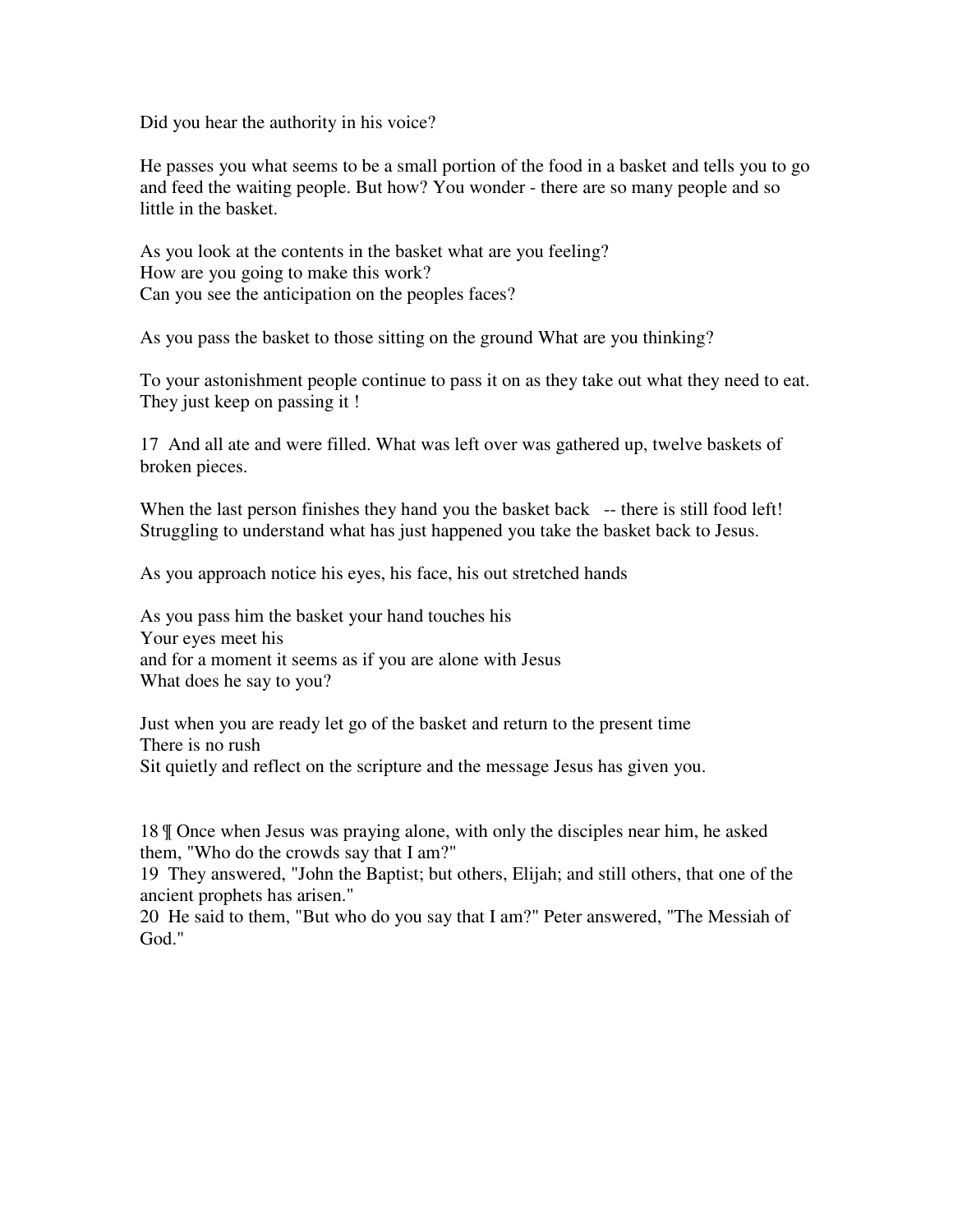Did you hear the authority in his voice?

He passes you what seems to be a small portion of the food in a basket and tells you to go and feed the waiting people. But how? You wonder - there are so many people and so little in the basket.

As you look at the contents in the basket what are you feeling?
How are you going to make this work?
Can you see the anticipation on the peoples faces?

As you pass the basket to those sitting on the ground What are you thinking?

To your astonishment people continue to pass it on as they take out what they need to eat. They just keep on passing it !

17 And all ate and were filled. What was left over was gathered up, twelve baskets of broken pieces.

When the last person finishes they hand you the basket back -- there is still food left!
Struggling to understand what has just happened you take the basket back to Jesus.

As you approach notice his eyes, his face, his out stretched hands

As you pass him the basket your hand touches his
Your eyes meet his
and for a moment it seems as if you are alone with Jesus
What does he say to you?

Just when you are ready let go of the basket and return to the present time
There is no rush
Sit quietly and reflect on the scripture and the message Jesus has given you.

18 ¶ Once when Jesus was praying alone, with only the disciples near him, he asked them, "Who do the crowds say that I am?"
19 They answered, "John the Baptist; but others, Elijah; and still others, that one of the ancient prophets has arisen."
20 He said to them, "But who do you say that I am?" Peter answered, "The Messiah of God."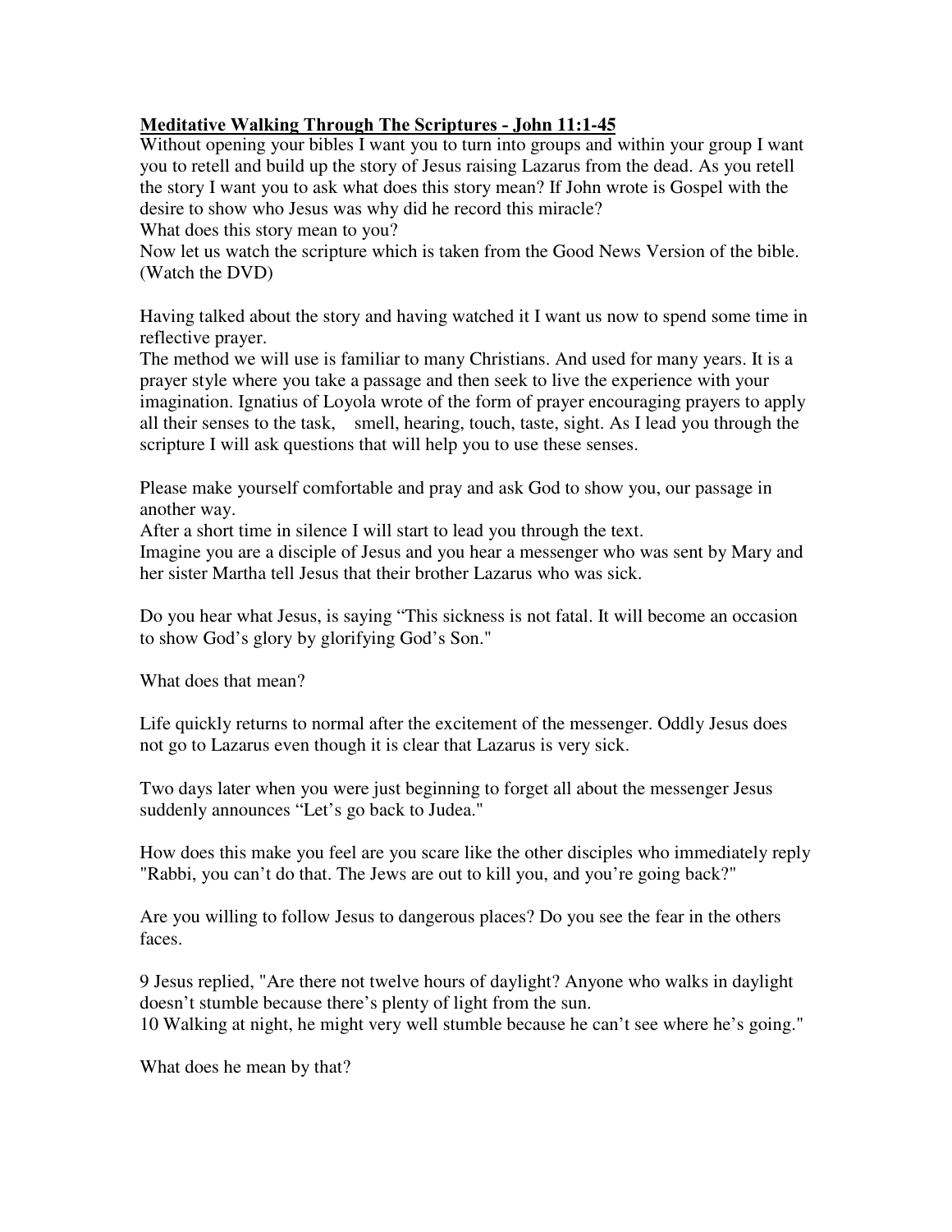**Meditative Walking Through The Scriptures - John 11:1-45**

Without opening your bibles I want you to turn into groups and within your group I want you to retell and build up the story of Jesus raising Lazarus from the dead. As you retell the story I want you to ask what does this story mean? If John wrote is Gospel with the desire to show who Jesus was why did he record this miracle?
What does this story mean to you?
Now let us watch the scripture which is taken from the Good News Version of the bible. (Watch the DVD)

Having talked about the story and having watched it I want us now to spend some time in reflective prayer.
The method we will use is familiar to many Christians. And used for many years. It is a prayer style where you take a passage and then seek to live the experience with your imagination. Ignatius of Loyola wrote of the form of prayer encouraging prayers to apply all their senses to the task, smell, hearing, touch, taste, sight. As I lead you through the scripture I will ask questions that will help you to use these senses.

Please make yourself comfortable and pray and ask God to show you, our passage in another way.
After a short time in silence I will start to lead you through the text.
Imagine you are a disciple of Jesus and you hear a messenger who was sent by Mary and her sister Martha tell Jesus that their brother Lazarus who was sick.

Do you hear what Jesus, is saying "This sickness is not fatal. It will become an occasion to show God's glory by glorifying God's Son."

What does that mean?

Life quickly returns to normal after the excitement of the messenger. Oddly Jesus does not go to Lazarus even though it is clear that Lazarus is very sick.

Two days later when you were just beginning to forget all about the messenger Jesus suddenly announces "Let's go back to Judea."

How does this make you feel are you scare like the other disciples who immediately reply "Rabbi, you can't do that. The Jews are out to kill you, and you're going back?"

Are you willing to follow Jesus to dangerous places? Do you see the fear in the others faces.

9 Jesus replied, "Are there not twelve hours of daylight? Anyone who walks in daylight doesn't stumble because there's plenty of light from the sun.
10 Walking at night, he might very well stumble because he can't see where he's going."

What does he mean by that?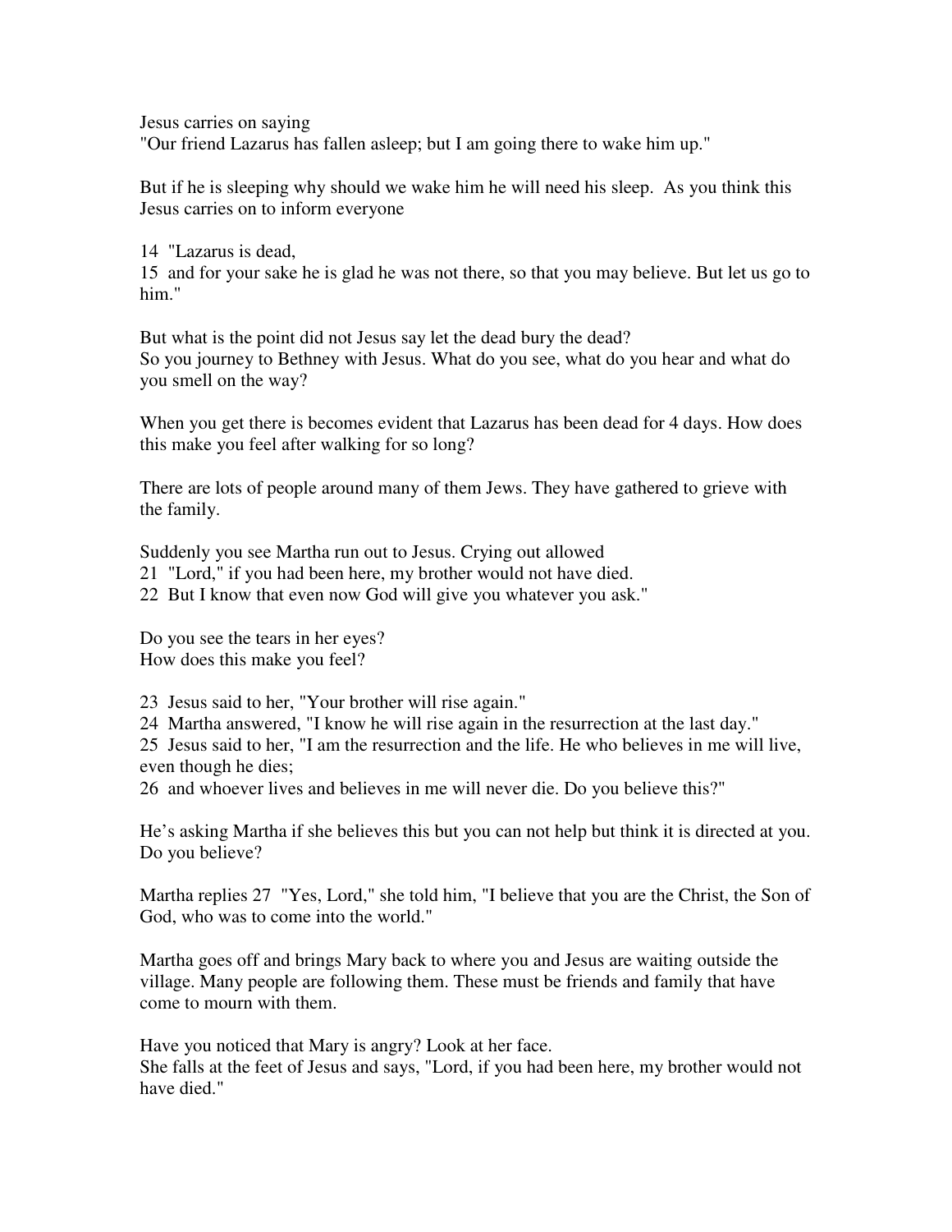Jesus carries on saying
"Our friend Lazarus has fallen asleep; but I am going there to wake him up."

But if he is sleeping why should we wake him he will need his sleep. As you think this Jesus carries on to inform everyone

14 "Lazarus is dead,
15 and for your sake he is glad he was not there, so that you may believe. But let us go to him."

But what is the point did not Jesus say let the dead bury the dead?
So you journey to Bethney with Jesus. What do you see, what do you hear and what do you smell on the way?

When you get there is becomes evident that Lazarus has been dead for 4 days. How does this make you feel after walking for so long?

There are lots of people around many of them Jews. They have gathered to grieve with the family.

Suddenly you see Martha run out to Jesus. Crying out allowed
21 "Lord," if you had been here, my brother would not have died.
22 But I know that even now God will give you whatever you ask."

Do you see the tears in her eyes?
How does this make you feel?

23 Jesus said to her, "Your brother will rise again."
24 Martha answered, "I know he will rise again in the resurrection at the last day."
25 Jesus said to her, "I am the resurrection and the life. He who believes in me will live, even though he dies;
26 and whoever lives and believes in me will never die. Do you believe this?"

He's asking Martha if she believes this but you can not help but think it is directed at you. Do you believe?

Martha replies 27 "Yes, Lord," she told him, "I believe that you are the Christ, the Son of God, who was to come into the world."

Martha goes off and brings Mary back to where you and Jesus are waiting outside the village. Many people are following them. These must be friends and family that have come to mourn with them.

Have you noticed that Mary is angry? Look at her face.
She falls at the feet of Jesus and says, "Lord, if you had been here, my brother would not have died."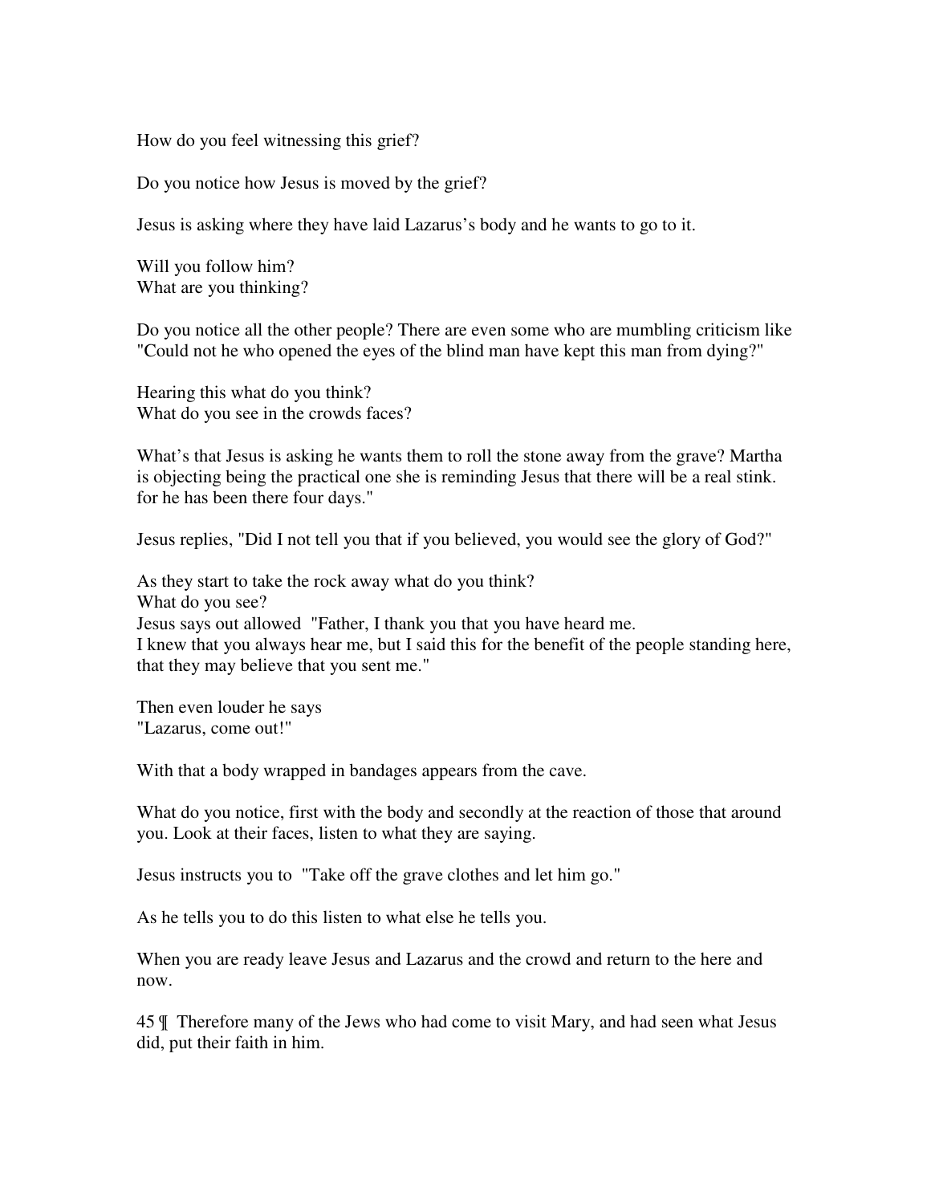How do you feel witnessing this grief?

Do you notice how Jesus is moved by the grief?

Jesus is asking where they have laid Lazarus's body and he wants to go to it.

Will you follow him?
What are you thinking?

Do you notice all the other people? There are even some who are mumbling criticism like "Could not he who opened the eyes of the blind man have kept this man from dying?"

Hearing this what do you think?
What do you see in the crowds faces?

What's that Jesus is asking he wants them to roll the stone away from the grave? Martha is objecting being the practical one she is reminding Jesus that there will be a real stink. for he has been there four days."

Jesus replies, "Did I not tell you that if you believed, you would see the glory of God?"

As they start to take the rock away what do you think?
What do you see?
Jesus says out allowed "Father, I thank you that you have heard me.
I knew that you always hear me, but I said this for the benefit of the people standing here, that they may believe that you sent me."

Then even louder he says
"Lazarus, come out!"

With that a body wrapped in bandages appears from the cave.

What do you notice, first with the body and secondly at the reaction of those that around you. Look at their faces, listen to what they are saying.

Jesus instructs you to "Take off the grave clothes and let him go."

As he tells you to do this listen to what else he tells you.

When you are ready leave Jesus and Lazarus and the crowd and return to the here and now.

45 ¶ Therefore many of the Jews who had come to visit Mary, and had seen what Jesus did, put their faith in him.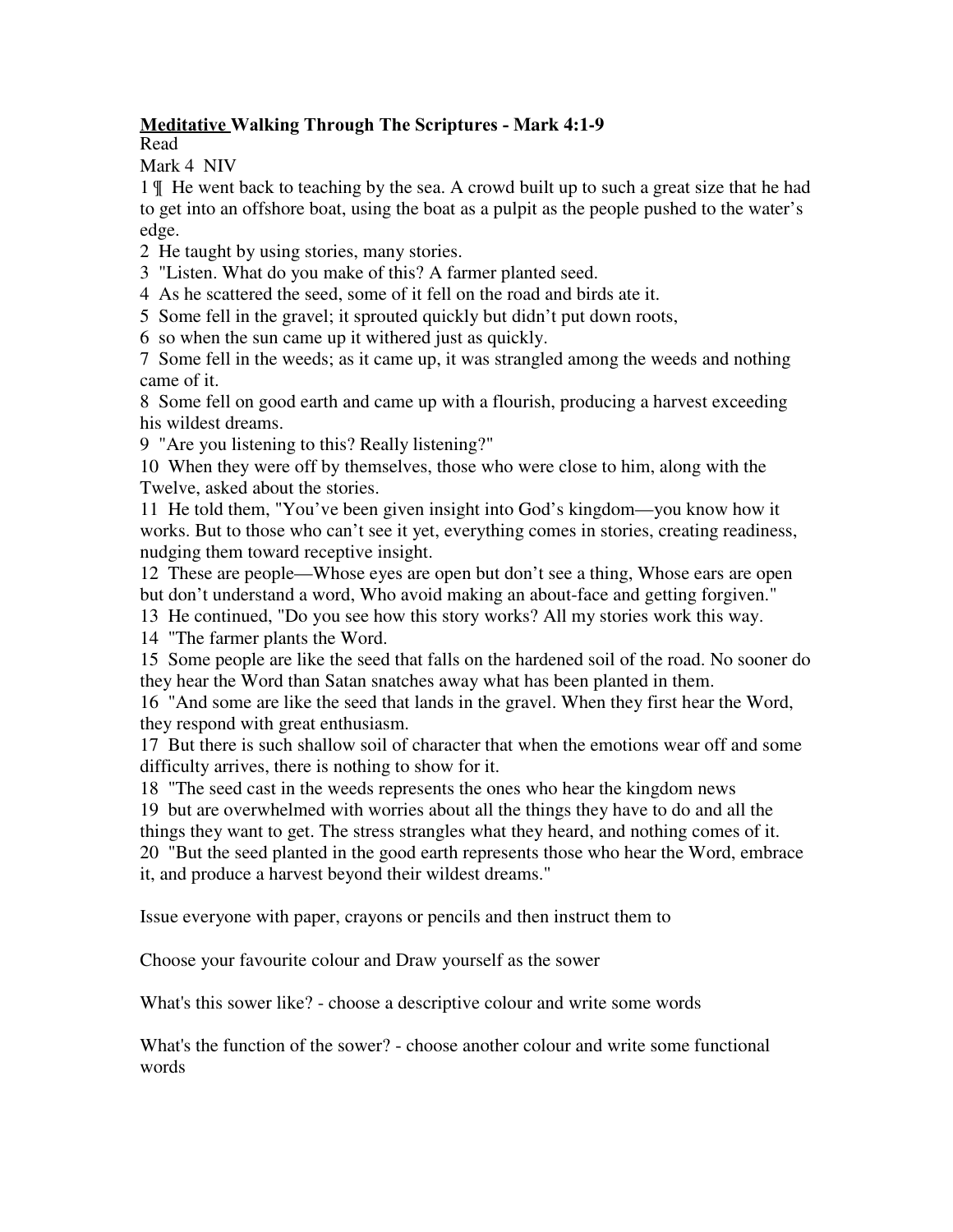**<u>Meditative</u> Walking Through The Scriptures - Mark 4:1-9**

Read

Mark 4 NIV

1 ¶ He went back to teaching by the sea. A crowd built up to such a great size that he had to get into an offshore boat, using the boat as a pulpit as the people pushed to the water's edge.

2 He taught by using stories, many stories.

3 "Listen. What do you make of this? A farmer planted seed.

4 As he scattered the seed, some of it fell on the road and birds ate it.

5 Some fell in the gravel; it sprouted quickly but didn't put down roots,

6 so when the sun came up it withered just as quickly.

7 Some fell in the weeds; as it came up, it was strangled among the weeds and nothing came of it.

8 Some fell on good earth and came up with a flourish, producing a harvest exceeding his wildest dreams.

9 "Are you listening to this? Really listening?"

10 When they were off by themselves, those who were close to him, along with the Twelve, asked about the stories.

11 He told them, "You've been given insight into God's kingdom—you know how it works. But to those who can't see it yet, everything comes in stories, creating readiness, nudging them toward receptive insight.

12 These are people—Whose eyes are open but don't see a thing, Whose ears are open but don't understand a word, Who avoid making an about-face and getting forgiven."

13 He continued, "Do you see how this story works? All my stories work this way.

14 "The farmer plants the Word.

15 Some people are like the seed that falls on the hardened soil of the road. No sooner do they hear the Word than Satan snatches away what has been planted in them.

16 "And some are like the seed that lands in the gravel. When they first hear the Word, they respond with great enthusiasm.

17 But there is such shallow soil of character that when the emotions wear off and some difficulty arrives, there is nothing to show for it.

18 "The seed cast in the weeds represents the ones who hear the kingdom news

19 but are overwhelmed with worries about all the things they have to do and all the things they want to get. The stress strangles what they heard, and nothing comes of it.

20 "But the seed planted in the good earth represents those who hear the Word, embrace it, and produce a harvest beyond their wildest dreams."

Issue everyone with paper, crayons or pencils and then instruct them to

Choose your favourite colour and Draw yourself as the sower

What's this sower like? - choose a descriptive colour and write some words

What's the function of the sower? - choose another colour and write some functional words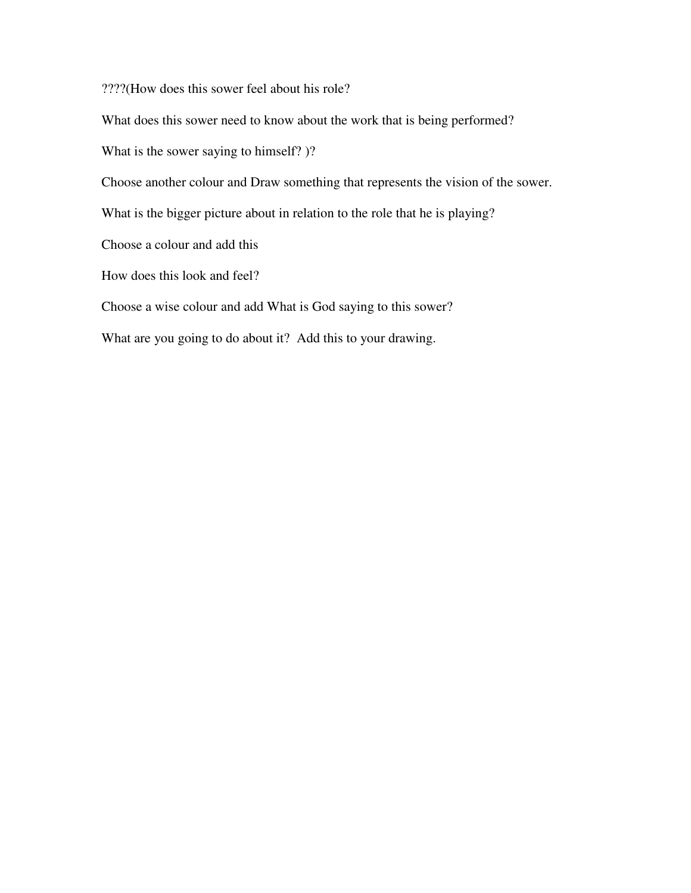????(How does this sower feel about his role?

What does this sower need to know about the work that is being performed?

What is the sower saying to himself? )?

Choose another colour and Draw something that represents the vision of the sower.

What is the bigger picture about in relation to the role that he is playing?

Choose a colour and add this

How does this look and feel?

Choose a wise colour and add What is God saying to this sower?

What are you going to do about it?  Add this to your drawing.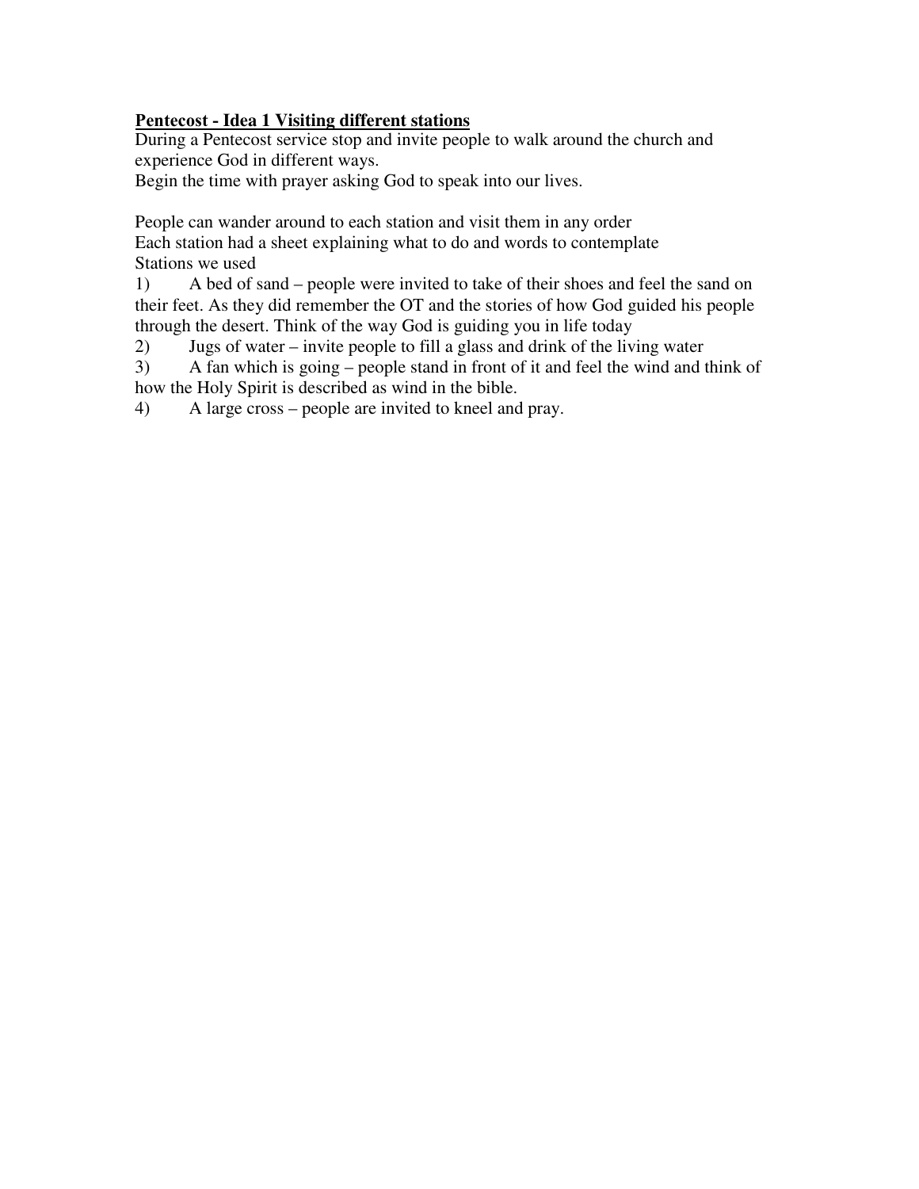**Pentecost - Idea 1 Visiting different stations**

During a Pentecost service stop and invite people to walk around the church and experience God in different ways.

Begin the time with prayer asking God to speak into our lives.

People can wander around to each station and visit them in any order

Each station had a sheet explaining what to do and words to contemplate

Stations we used

1) A bed of sand – people were invited to take of their shoes and feel the sand on their feet. As they did remember the OT and the stories of how God guided his people through the desert. Think of the way God is guiding you in life today
2) Jugs of water – invite people to fill a glass and drink of the living water
3) A fan which is going – people stand in front of it and feel the wind and think of how the Holy Spirit is described as wind in the bible.
4) A large cross – people are invited to kneel and pray.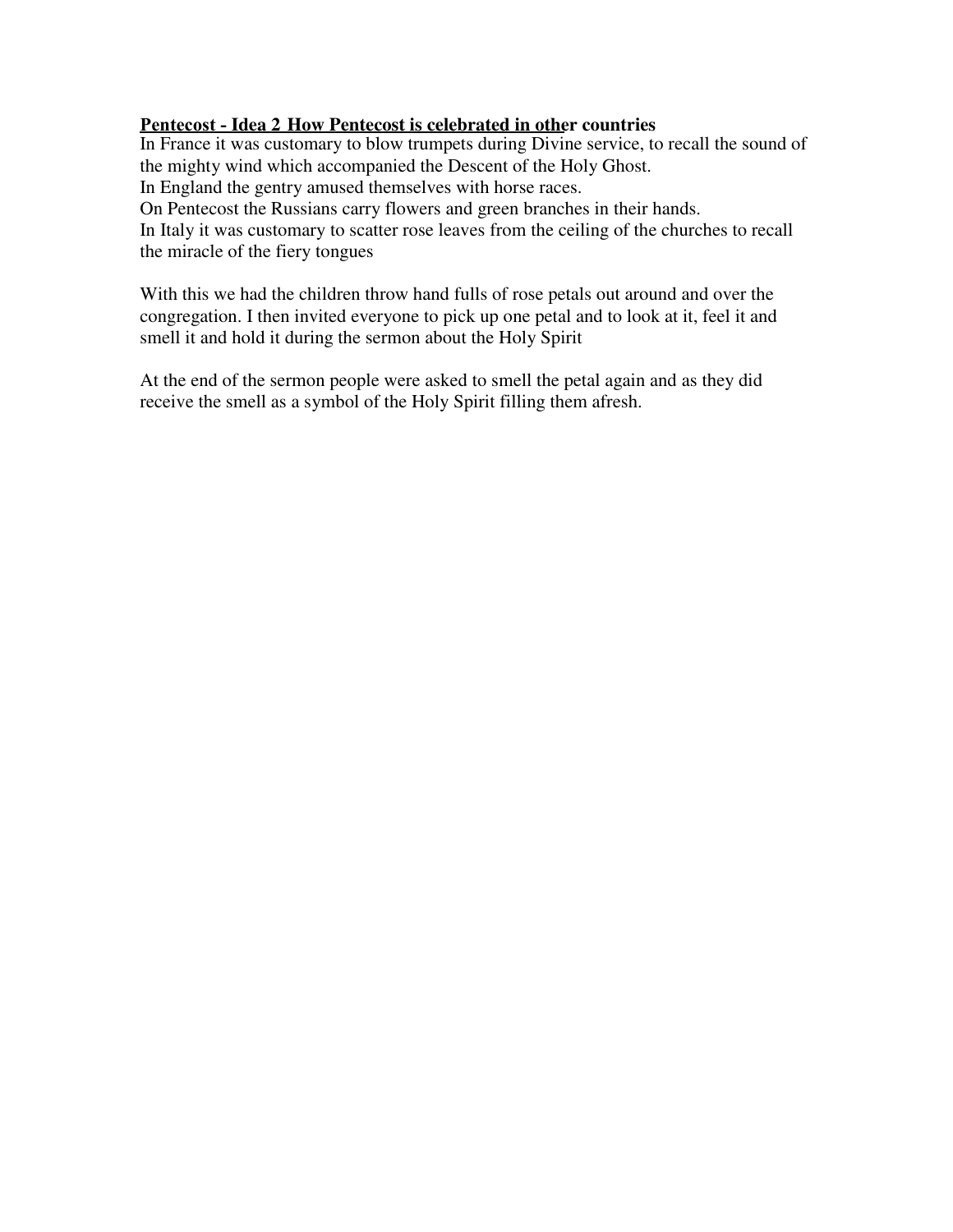**Pentecost - Idea 2 How Pentecost is celebrated in other countries**

In France it was customary to blow trumpets during Divine service, to recall the sound of the mighty wind which accompanied the Descent of the Holy Ghost.
In England the gentry amused themselves with horse races.
On Pentecost the Russians carry flowers and green branches in their hands.
In Italy it was customary to scatter rose leaves from the ceiling of the churches to recall the miracle of the fiery tongues

With this we had the children throw hand fulls of rose petals out around and over the congregation. I then invited everyone to pick up one petal and to look at it, feel it and smell it and hold it during the sermon about the Holy Spirit

At the end of the sermon people were asked to smell the petal again and as they did receive the smell as a symbol of the Holy Spirit filling them afresh.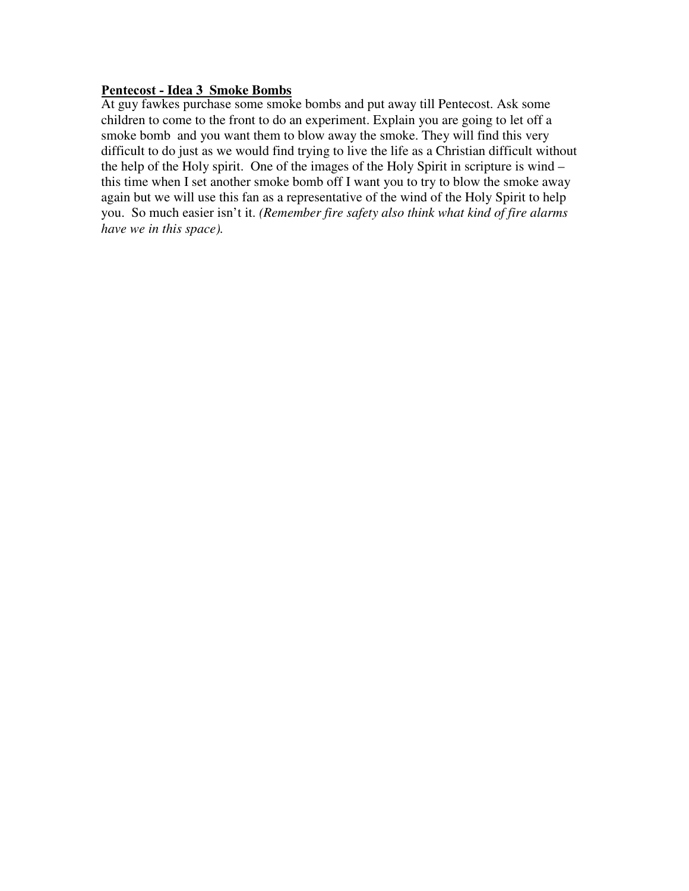**Pentecost - Idea 3  Smoke Bombs**

At guy fawkes purchase some smoke bombs and put away till Pentecost. Ask some children to come to the front to do an experiment. Explain you are going to let off a smoke bomb  and you want them to blow away the smoke. They will find this very difficult to do just as we would find trying to live the life as a Christian difficult without the help of the Holy spirit.  One of the images of the Holy Spirit in scripture is wind – this time when I set another smoke bomb off I want you to try to blow the smoke away again but we will use this fan as a representative of the wind of the Holy Spirit to help you.  So much easier isn't it. *(Remember fire safety also think what kind of fire alarms have we in this space).*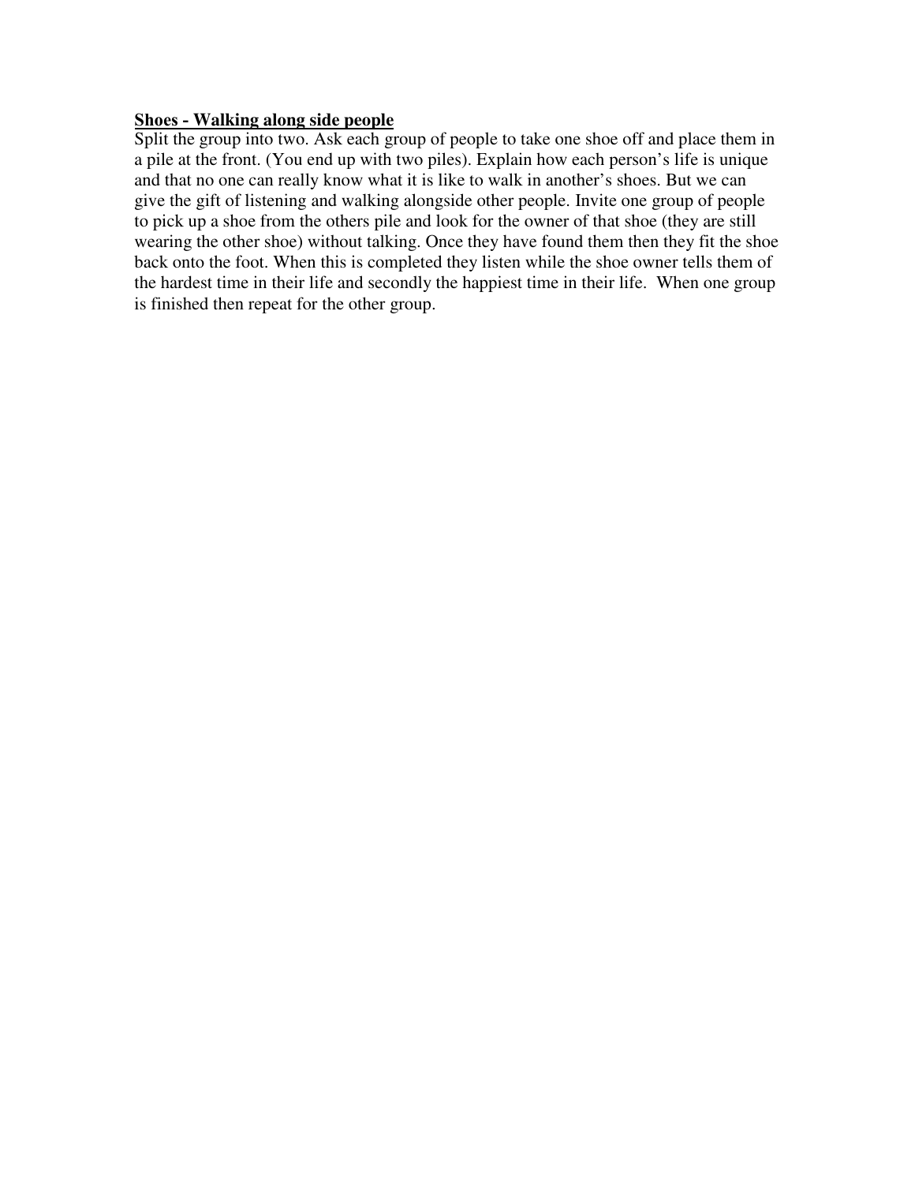**<u>Shoes - Walking along side people</u>**

Split the group into two. Ask each group of people to take one shoe off and place them in a pile at the front. (You end up with two piles). Explain how each person's life is unique and that no one can really know what it is like to walk in another's shoes. But we can give the gift of listening and walking alongside other people. Invite one group of people to pick up a shoe from the others pile and look for the owner of that shoe (they are still wearing the other shoe) without talking. Once they have found them then they fit the shoe back onto the foot. When this is completed they listen while the shoe owner tells them of the hardest time in their life and secondly the happiest time in their life. When one group is finished then repeat for the other group.